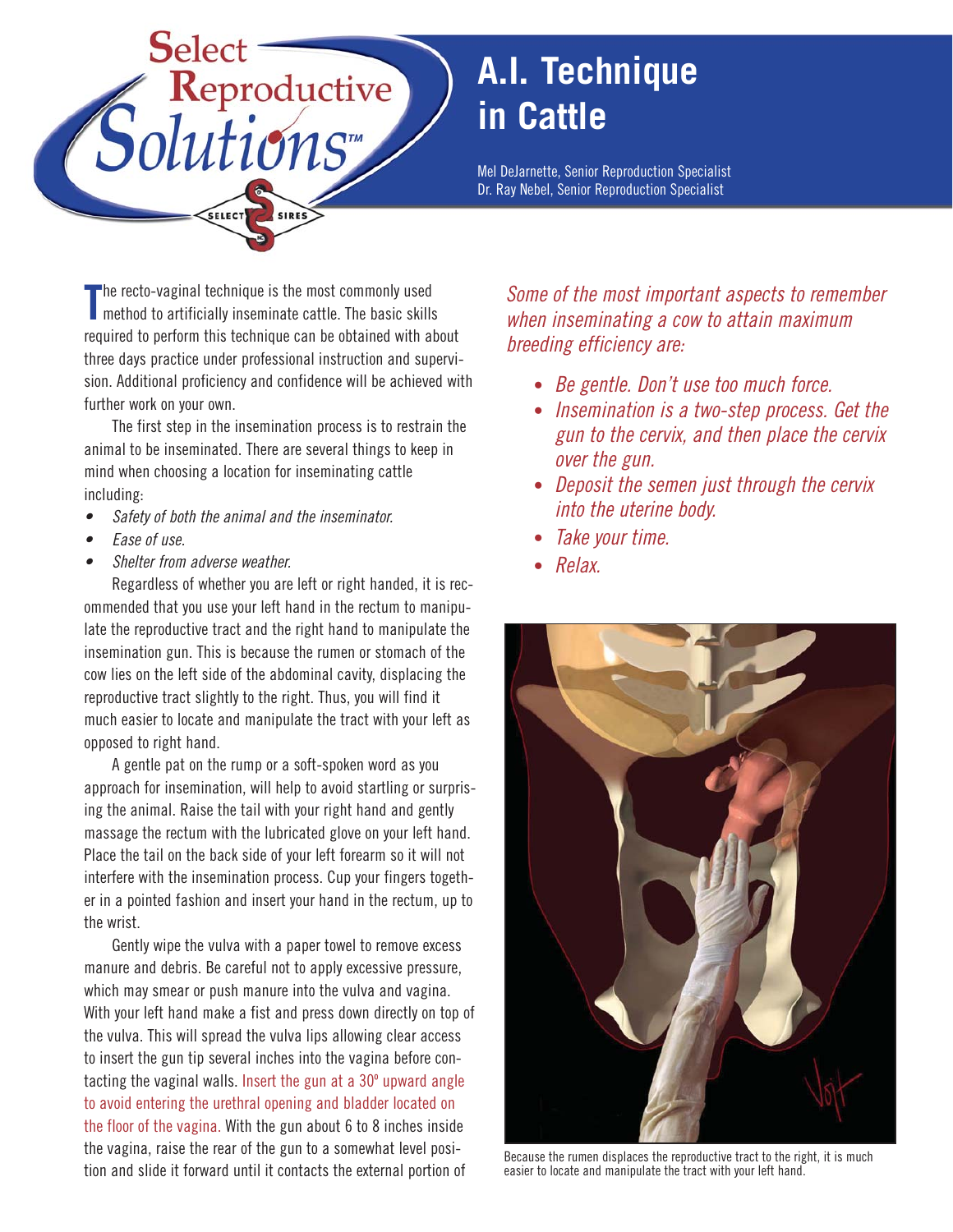# A.I. Technique in Cattle

Mel DeJarnette, Senior Reproduction Specialist
Dr. Ray Nebel, Senior Reproduction Specialist

The recto-vaginal technique is the most commonly used method to artificially inseminate cattle. The basic skills required to perform this technique can be obtained with about three days practice under professional instruction and supervision. Additional proficiency and confidence will be achieved with further work on your own.

The first step in the insemination process is to restrain the animal to be inseminated. There are several things to keep in mind when choosing a location for inseminating cattle including:

- *Safety of both the animal and the inseminator.*
- *Ease of use.*
- *Shelter from adverse weather.*

Regardless of whether you are left or right handed, it is recommended that you use your left hand in the rectum to manipulate the reproductive tract and the right hand to manipulate the insemination gun. This is because the rumen or stomach of the cow lies on the left side of the abdominal cavity, displacing the reproductive tract slightly to the right. Thus, you will find it much easier to locate and manipulate the tract with your left as opposed to right hand.

A gentle pat on the rump or a soft-spoken word as you approach for insemination, will help to avoid startling or surprising the animal. Raise the tail with your right hand and gently massage the rectum with the lubricated glove on your left hand. Place the tail on the back side of your left forearm so it will not interfere with the insemination process. Cup your fingers together in a pointed fashion and insert your hand in the rectum, up to the wrist.

Gently wipe the vulva with a paper towel to remove excess manure and debris. Be careful not to apply excessive pressure, which may smear or push manure into the vulva and vagina. With your left hand make a fist and press down directly on top of the vulva. This will spread the vulva lips allowing clear access to insert the gun tip several inches into the vagina before contacting the vaginal walls. Insert the gun at a 30º upward angle to avoid entering the urethral opening and bladder located on the floor of the vagina. With the gun about 6 to 8 inches inside the vagina, raise the rear of the gun to a somewhat level position and slide it forward until it contacts the external portion of

*Some of the most important aspects to remember when inseminating a cow to attain maximum breeding efficiency are:*

- *Be gentle. Don't use too much force.*
- *Insemination is a two-step process. Get the gun to the cervix, and then place the cervix over the gun.*
- *Deposit the semen just through the cervix into the uterine body.*
- *Take your time.*
- *Relax.*

Because the rumen displaces the reproductive tract to the right, it is much easier to locate and manipulate the tract with your left hand.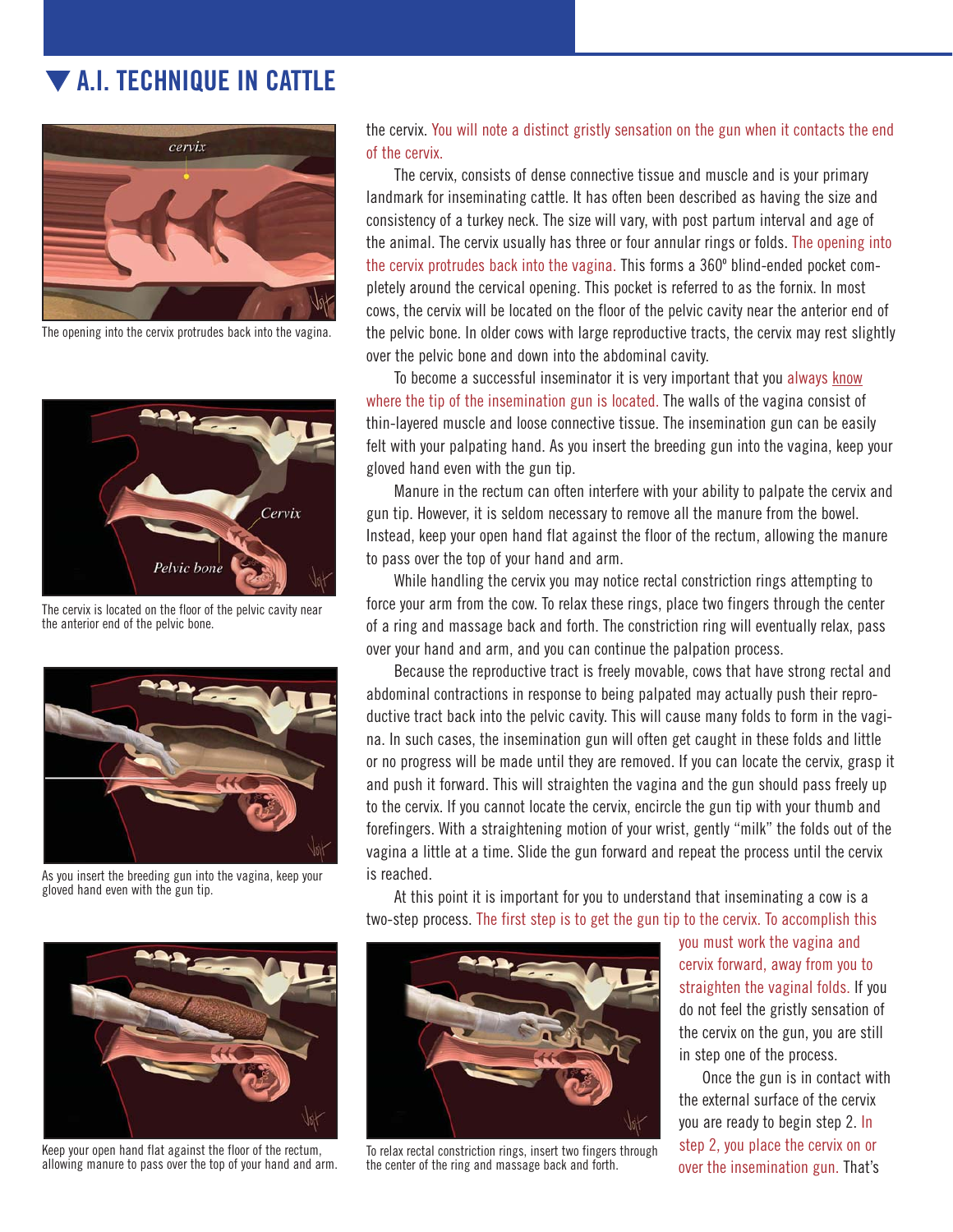# A.I. TECHNIQUE IN CATTLE

The opening into the cervix protrudes back into the vagina.

The cervix is located on the floor of the pelvic cavity near the anterior end of the pelvic bone.

As you insert the breeding gun into the vagina, keep your gloved hand even with the gun tip.

Keep your open hand flat against the floor of the rectum, allowing manure to pass over the top of your hand and arm.

To relax rectal constriction rings, insert two fingers through the center of the ring and massage back and forth.

the cervix. You will note a distinct gristly sensation on the gun when it contacts the end of the cervix.

The cervix, consists of dense connective tissue and muscle and is your primary landmark for inseminating cattle. It has often been described as having the size and consistency of a turkey neck. The size will vary, with post partum interval and age of the animal. The cervix usually has three or four annular rings or folds. The opening into the cervix protrudes back into the vagina. This forms a 360º blind-ended pocket completely around the cervical opening. This pocket is referred to as the fornix. In most cows, the cervix will be located on the floor of the pelvic cavity near the anterior end of the pelvic bone. In older cows with large reproductive tracts, the cervix may rest slightly over the pelvic bone and down into the abdominal cavity.

To become a successful inseminator it is very important that you always know where the tip of the insemination gun is located. The walls of the vagina consist of thin-layered muscle and loose connective tissue. The insemination gun can be easily felt with your palpating hand. As you insert the breeding gun into the vagina, keep your gloved hand even with the gun tip.

Manure in the rectum can often interfere with your ability to palpate the cervix and gun tip. However, it is seldom necessary to remove all the manure from the bowel. Instead, keep your open hand flat against the floor of the rectum, allowing the manure to pass over the top of your hand and arm.

While handling the cervix you may notice rectal constriction rings attempting to force your arm from the cow. To relax these rings, place two fingers through the center of a ring and massage back and forth. The constriction ring will eventually relax, pass over your hand and arm, and you can continue the palpation process.

Because the reproductive tract is freely movable, cows that have strong rectal and abdominal contractions in response to being palpated may actually push their reproductive tract back into the pelvic cavity. This will cause many folds to form in the vagina. In such cases, the insemination gun will often get caught in these folds and little or no progress will be made until they are removed. If you can locate the cervix, grasp it and push it forward. This will straighten the vagina and the gun should pass freely up to the cervix. If you cannot locate the cervix, encircle the gun tip with your thumb and forefingers. With a straightening motion of your wrist, gently "milk" the folds out of the vagina a little at a time. Slide the gun forward and repeat the process until the cervix is reached.

At this point it is important for you to understand that inseminating a cow is a two-step process. The first step is to get the gun tip to the cervix. To accomplish this you must work the vagina and cervix forward, away from you to straighten the vaginal folds. If you do not feel the gristly sensation of the cervix on the gun, you are still in step one of the process.

Once the gun is in contact with the external surface of the cervix you are ready to begin step 2. In step 2, you place the cervix on or over the insemination gun. That's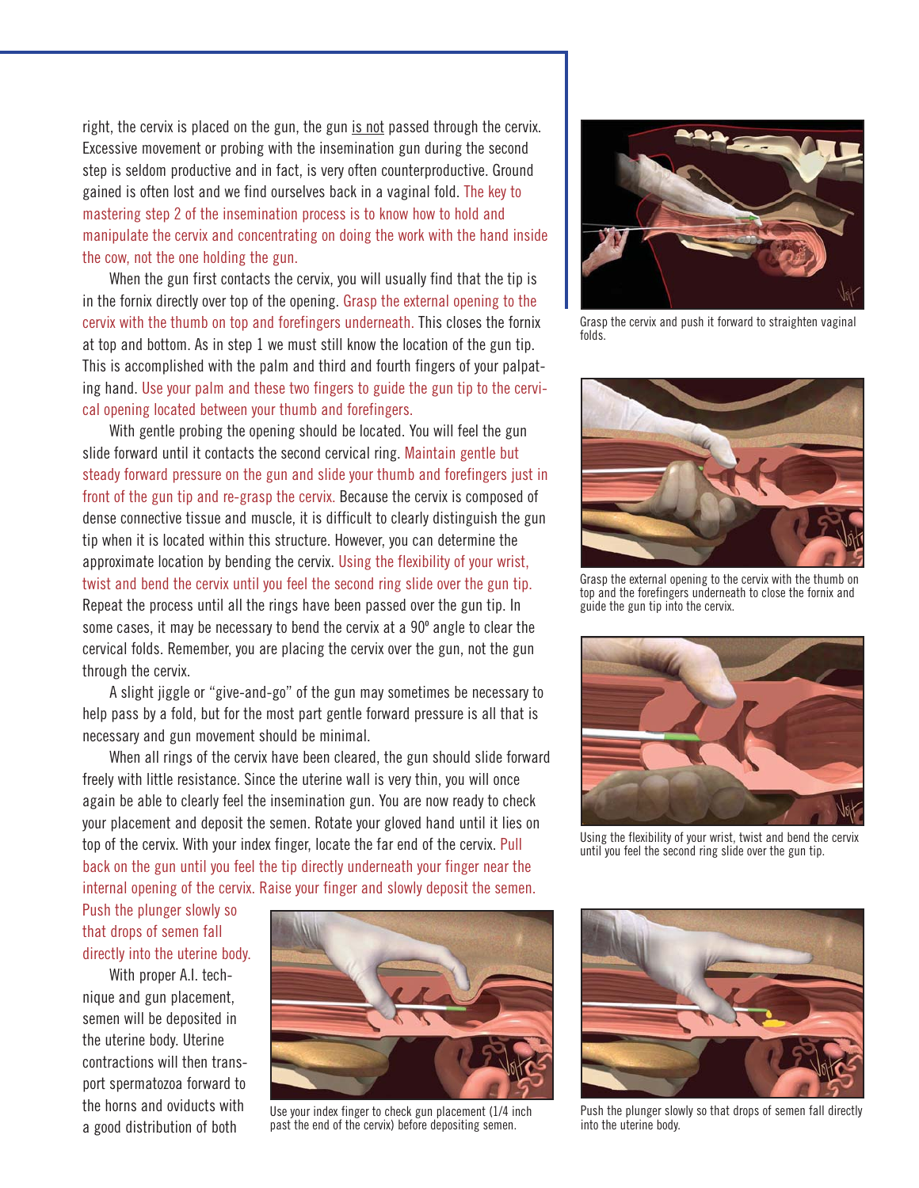right, the cervix is placed on the gun, the gun is not passed through the cervix. Excessive movement or probing with the insemination gun during the second step is seldom productive and in fact, is very often counterproductive. Ground gained is often lost and we find ourselves back in a vaginal fold. The key to mastering step 2 of the insemination process is to know how to hold and manipulate the cervix and concentrating on doing the work with the hand inside the cow, not the one holding the gun.

When the gun first contacts the cervix, you will usually find that the tip is in the fornix directly over top of the opening. Grasp the external opening to the cervix with the thumb on top and forefingers underneath. This closes the fornix at top and bottom. As in step 1 we must still know the location of the gun tip. This is accomplished with the palm and third and fourth fingers of your palpating hand. Use your palm and these two fingers to guide the gun tip to the cervical opening located between your thumb and forefingers.

With gentle probing the opening should be located. You will feel the gun slide forward until it contacts the second cervical ring. Maintain gentle but steady forward pressure on the gun and slide your thumb and forefingers just in front of the gun tip and re-grasp the cervix. Because the cervix is composed of dense connective tissue and muscle, it is difficult to clearly distinguish the gun tip when it is located within this structure. However, you can determine the approximate location by bending the cervix. Using the flexibility of your wrist, twist and bend the cervix until you feel the second ring slide over the gun tip. Repeat the process until all the rings have been passed over the gun tip. In some cases, it may be necessary to bend the cervix at a 90º angle to clear the cervical folds. Remember, you are placing the cervix over the gun, not the gun through the cervix.

A slight jiggle or "give-and-go" of the gun may sometimes be necessary to help pass by a fold, but for the most part gentle forward pressure is all that is necessary and gun movement should be minimal.

When all rings of the cervix have been cleared, the gun should slide forward freely with little resistance. Since the uterine wall is very thin, you will once again be able to clearly feel the insemination gun. You are now ready to check your placement and deposit the semen. Rotate your gloved hand until it lies on top of the cervix. With your index finger, locate the far end of the cervix. Pull back on the gun until you feel the tip directly underneath your finger near the internal opening of the cervix. Raise your finger and slowly deposit the semen. Push the plunger slowly so that drops of semen fall directly into the uterine body.

With proper A.I. technique and gun placement, semen will be deposited in the uterine body. Uterine contractions will then transport spermatozoa forward to the horns and oviducts with a good distribution of both

Grasp the cervix and push it forward to straighten vaginal folds.

Grasp the external opening to the cervix with the thumb on top and the forefingers underneath to close the fornix and guide the gun tip into the cervix.

Using the flexibility of your wrist, twist and bend the cervix until you feel the second ring slide over the gun tip.

Use your index finger to check gun placement (1/4 inch past the end of the cervix) before depositing semen.

Push the plunger slowly so that drops of semen fall directly into the uterine body.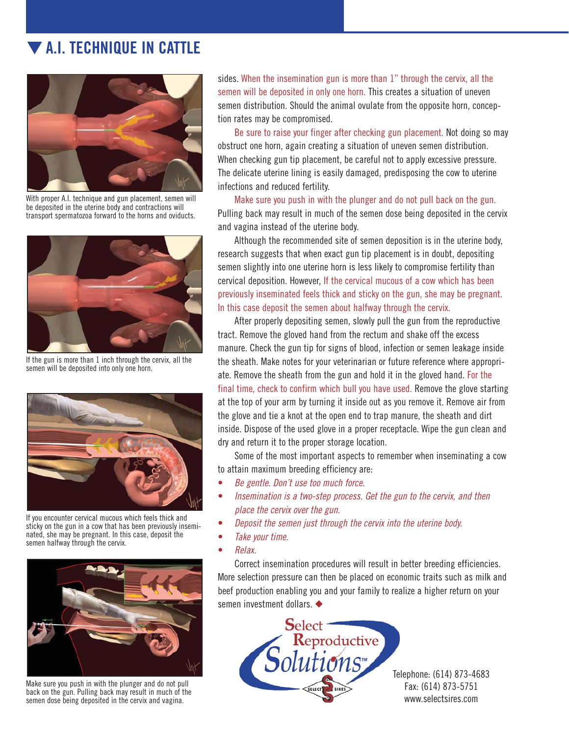# ▼ A.I. TECHNIQUE IN CATTLE

With proper A.I. technique and gun placement, semen will be deposited in the uterine body and contractions will transport spermatozoa forward to the horns and oviducts.

If the gun is more than 1 inch through the cervix, all the semen will be deposited into only one horn.

If you encounter cervical mucous which feels thick and sticky on the gun in a cow that has been previously inseminated, she may be pregnant. In this case, deposit the semen halfway through the cervix.

Make sure you push in with the plunger and do not pull back on the gun. Pulling back may result in much of the semen dose being deposited in the cervix and vagina.

sides. When the insemination gun is more than 1" through the cervix, all the semen will be deposited in only one horn. This creates a situation of uneven semen distribution. Should the animal ovulate from the opposite horn, conception rates may be compromised.

Be sure to raise your finger after checking gun placement. Not doing so may obstruct one horn, again creating a situation of uneven semen distribution. When checking gun tip placement, be careful not to apply excessive pressure. The delicate uterine lining is easily damaged, predisposing the cow to uterine infections and reduced fertility.

Make sure you push in with the plunger and do not pull back on the gun. Pulling back may result in much of the semen dose being deposited in the cervix and vagina instead of the uterine body.

Although the recommended site of semen deposition is in the uterine body, research suggests that when exact gun tip placement is in doubt, depositing semen slightly into one uterine horn is less likely to compromise fertility than cervical deposition. However, If the cervical mucous of a cow which has been previously inseminated feels thick and sticky on the gun, she may be pregnant. In this case deposit the semen about halfway through the cervix.

After properly depositing semen, slowly pull the gun from the reproductive tract. Remove the gloved hand from the rectum and shake off the excess manure. Check the gun tip for signs of blood, infection or semen leakage inside the sheath. Make notes for your veterinarian or future reference where appropriate. Remove the sheath from the gun and hold it in the gloved hand. For the final time, check to confirm which bull you have used. Remove the glove starting at the top of your arm by turning it inside out as you remove it. Remove air from the glove and tie a knot at the open end to trap manure, the sheath and dirt inside. Dispose of the used glove in a proper receptacle. Wipe the gun clean and dry and return it to the proper storage location.

Some of the most important aspects to remember when inseminating a cow to attain maximum breeding efficiency are:

- *Be gentle. Don't use too much force.*
- *Insemination is a two-step process. Get the gun to the cervix, and then place the cervix over the gun.*
- *Deposit the semen just through the cervix into the uterine body.*
- *Take your time.*
- *Relax.*

Correct insemination procedures will result in better breeding efficiencies. More selection pressure can then be placed on economic traits such as milk and beef production enabling you and your family to realize a higher return on your semen investment dollars. ◆

Select Reproductive Solutions™

Telephone: (614) 873-4683
Fax: (614) 873-5751
www.selectsires.com